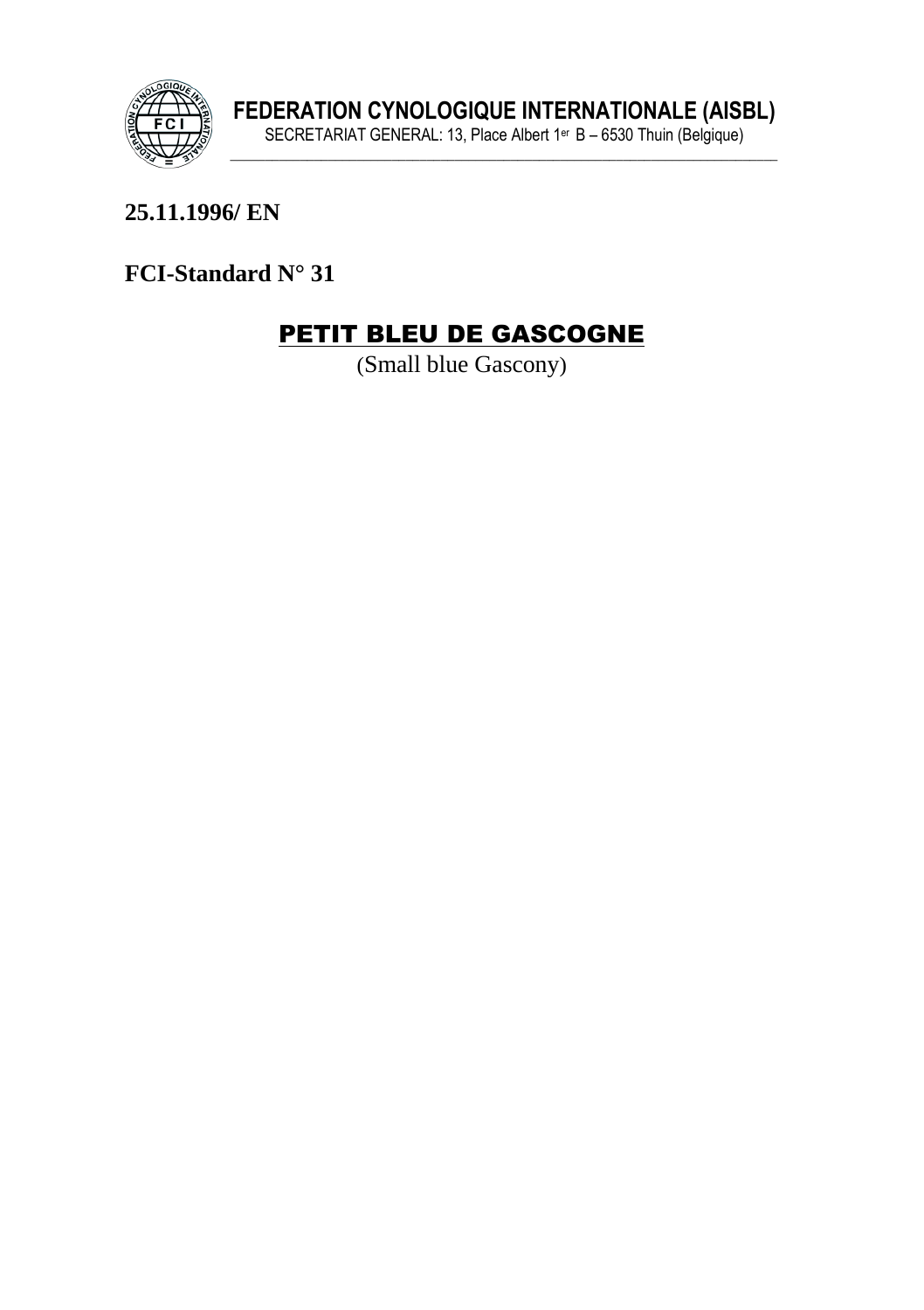**FEDERATION CYNOLOGIQUE INTERNATIONALE (AISBL)**

SECRETARIAT GENERAL: 13, Place Albert 1er B – 6530 Thuin (Belgique)

**25.11.1996/ EN**

**FCI-Standard N° 31**

# PETIT BLEU DE GASCOGNE

(Small blue Gascony)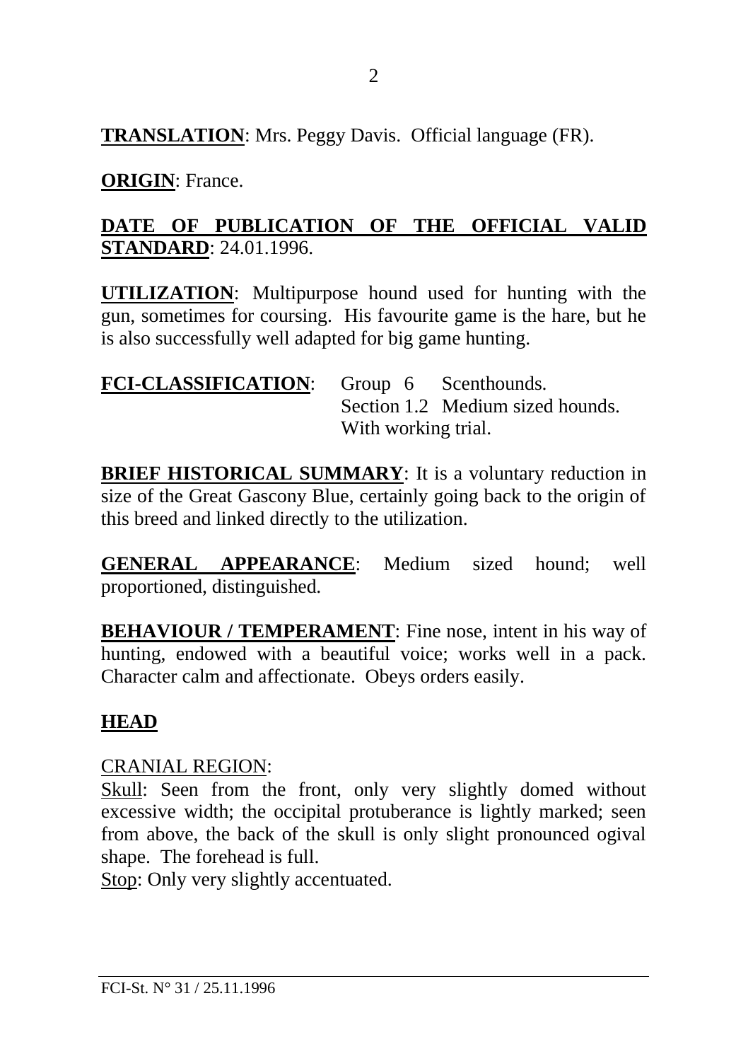**TRANSLATION**: Mrs. Peggy Davis. Official language (FR).

**ORIGIN**: France.

**DATE OF PUBLICATION OF THE OFFICIAL VALID STANDARD**: 24.01.1996.

**UTILIZATION**: Multipurpose hound used for hunting with the gun, sometimes for coursing. His favourite game is the hare, but he is also successfully well adapted for big game hunting.

**FCI-CLASSIFICATION**: Group 6 Scenthounds.
Section 1.2 Medium sized hounds.
With working trial.

**BRIEF HISTORICAL SUMMARY**: It is a voluntary reduction in size of the Great Gascony Blue, certainly going back to the origin of this breed and linked directly to the utilization.

**GENERAL APPEARANCE**: Medium sized hound; well proportioned, distinguished.

**BEHAVIOUR / TEMPERAMENT**: Fine nose, intent in his way of hunting, endowed with a beautiful voice; works well in a pack. Character calm and affectionate. Obeys orders easily.

## HEAD

CRANIAL REGION:

Skull: Seen from the front, only very slightly domed without excessive width; the occipital protuberance is lightly marked; seen from above, the back of the skull is only slight pronounced ogival shape. The forehead is full.

Stop: Only very slightly accentuated.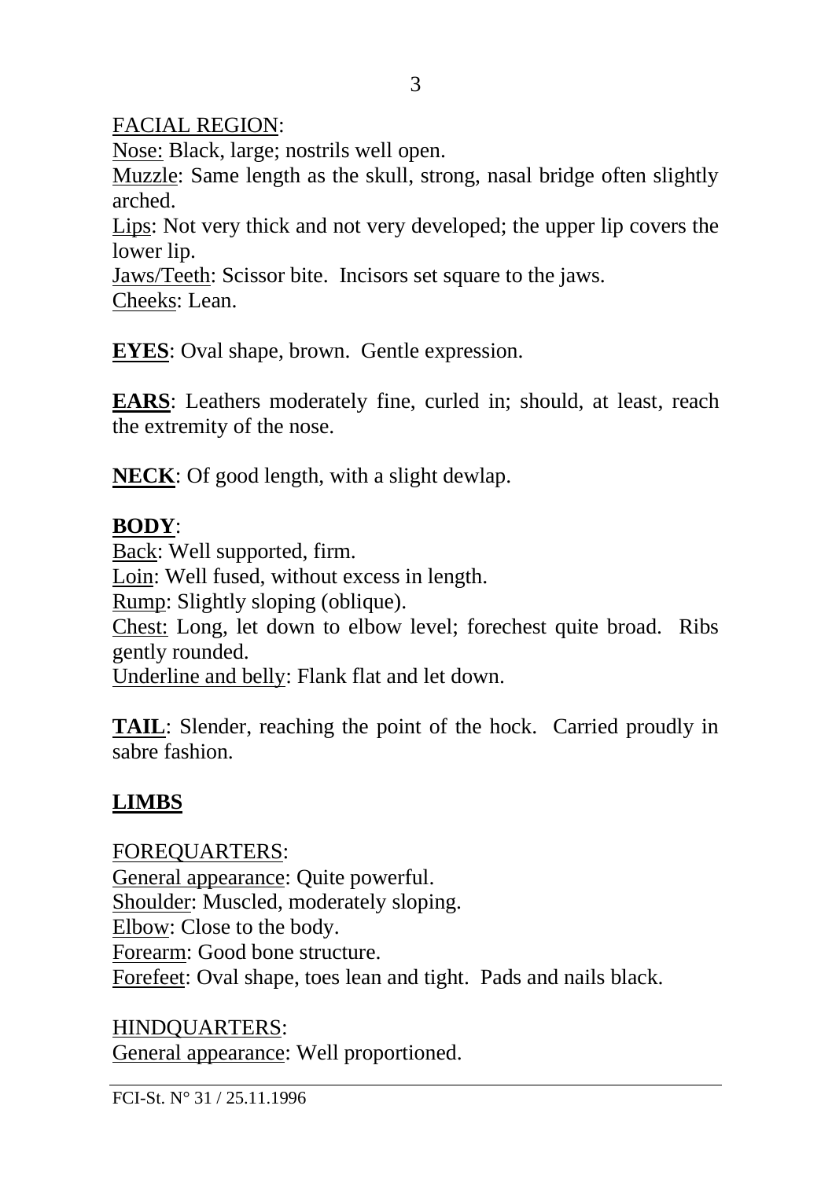FACIAL REGION:

Nose: Black, large; nostrils well open.

Muzzle: Same length as the skull, strong, nasal bridge often slightly arched.

Lips: Not very thick and not very developed; the upper lip covers the lower lip.

Jaws/Teeth: Scissor bite. Incisors set square to the jaws.

Cheeks: Lean.

**EYES**: Oval shape, brown. Gentle expression.

**EARS**: Leathers moderately fine, curled in; should, at least, reach the extremity of the nose.

**NECK**: Of good length, with a slight dewlap.

**BODY**:

Back: Well supported, firm.

Loin: Well fused, without excess in length.

Rump: Slightly sloping (oblique).

Chest: Long, let down to elbow level; forechest quite broad. Ribs gently rounded.

Underline and belly: Flank flat and let down.

**TAIL**: Slender, reaching the point of the hock. Carried proudly in sabre fashion.

## LIMBS

FOREQUARTERS:

General appearance: Quite powerful.

Shoulder: Muscled, moderately sloping.

Elbow: Close to the body.

Forearm: Good bone structure.

Forefeet: Oval shape, toes lean and tight. Pads and nails black.

HINDQUARTERS:

General appearance: Well proportioned.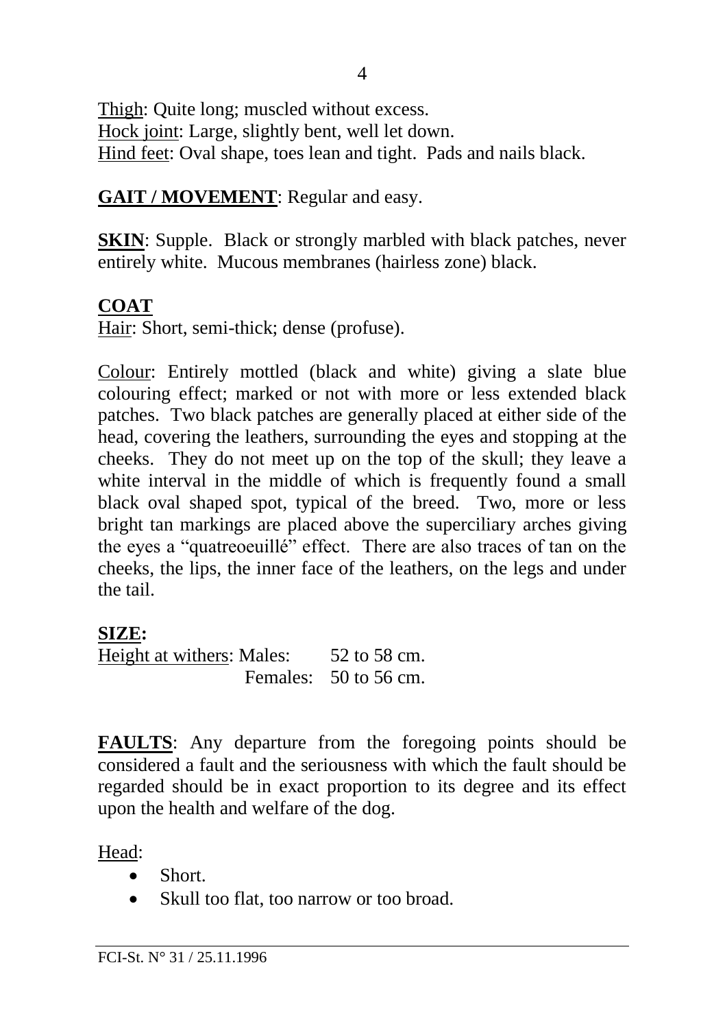<u>Thigh</u>: Quite long; muscled without excess.
<u>Hock joint</u>: Large, slightly bent, well let down.
<u>Hind feet</u>: Oval shape, toes lean and tight. Pads and nails black.

**GAIT / MOVEMENT**: Regular and easy.

**SKIN**: Supple. Black or strongly marbled with black patches, never entirely white. Mucous membranes (hairless zone) black.

**COAT**

<u>Hair</u>: Short, semi-thick; dense (profuse).

<u>Colour</u>: Entirely mottled (black and white) giving a slate blue colouring effect; marked or not with more or less extended black patches. Two black patches are generally placed at either side of the head, covering the leathers, surrounding the eyes and stopping at the cheeks. They do not meet up on the top of the skull; they leave a white interval in the middle of which is frequently found a small black oval shaped spot, typical of the breed. Two, more or less bright tan markings are placed above the superciliary arches giving the eyes a "quatreoeuillé" effect. There are also traces of tan on the cheeks, the lips, the inner face of the leathers, on the legs and under the tail.

**SIZE:**

<u>Height at withers</u>: Males: 52 to 58 cm.
Females: 50 to 56 cm.

**FAULTS**: Any departure from the foregoing points should be considered a fault and the seriousness with which the fault should be regarded should be in exact proportion to its degree and its effect upon the health and welfare of the dog.

<u>Head</u>:

- Short.
- Skull too flat, too narrow or too broad.

FCI-St. N° 31 / 25.11.1996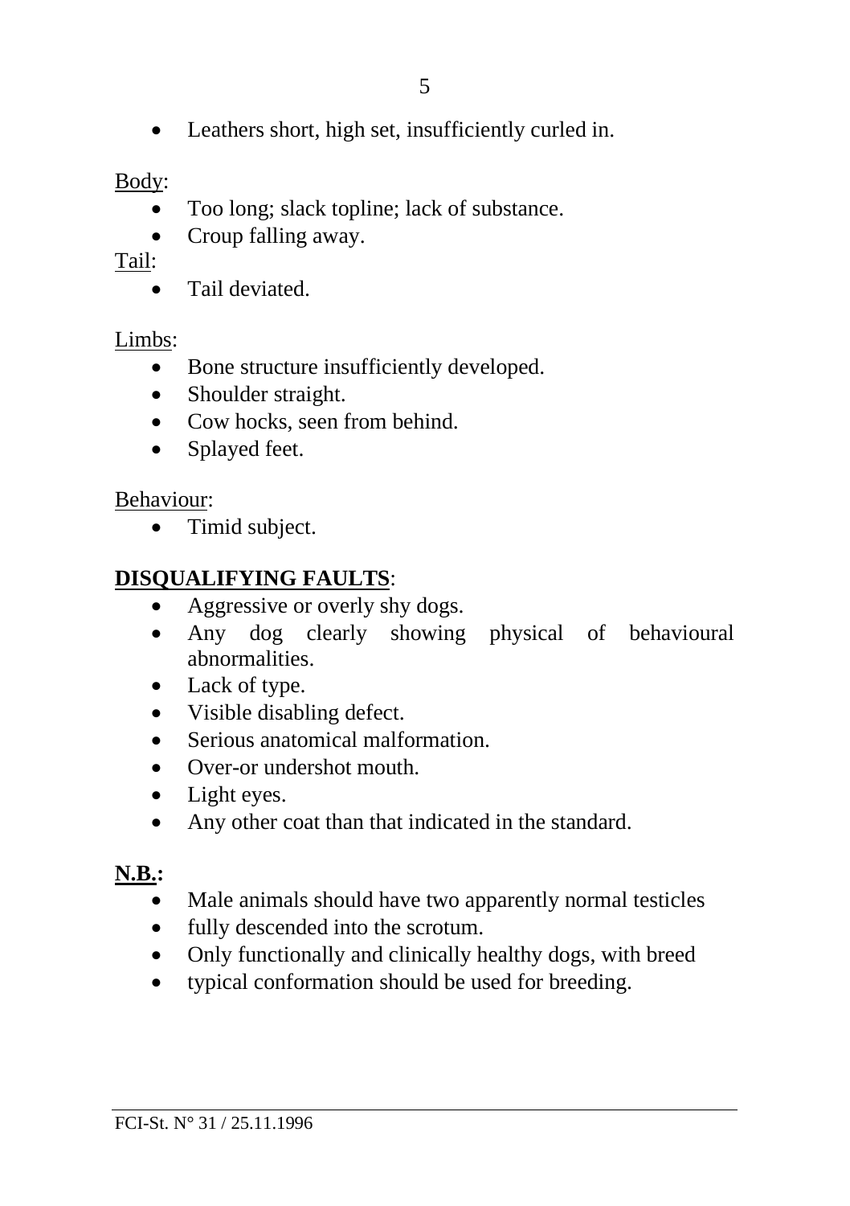- Leathers short, high set, insufficiently curled in.

Body:

- Too long; slack topline; lack of substance.
- Croup falling away.

Tail:

- Tail deviated.

Limbs:

- Bone structure insufficiently developed.
- Shoulder straight.
- Cow hocks, seen from behind.
- Splayed feet.

Behaviour:

- Timid subject.

**DISQUALIFYING FAULTS**:

- Aggressive or overly shy dogs.
- Any dog clearly showing physical of behavioural abnormalities.
- Lack of type.
- Visible disabling defect.
- Serious anatomical malformation.
- Over-or undershot mouth.
- Light eyes.
- Any other coat than that indicated in the standard.

**N.B.:**

- Male animals should have two apparently normal testicles
- fully descended into the scrotum.
- Only functionally and clinically healthy dogs, with breed
- typical conformation should be used for breeding.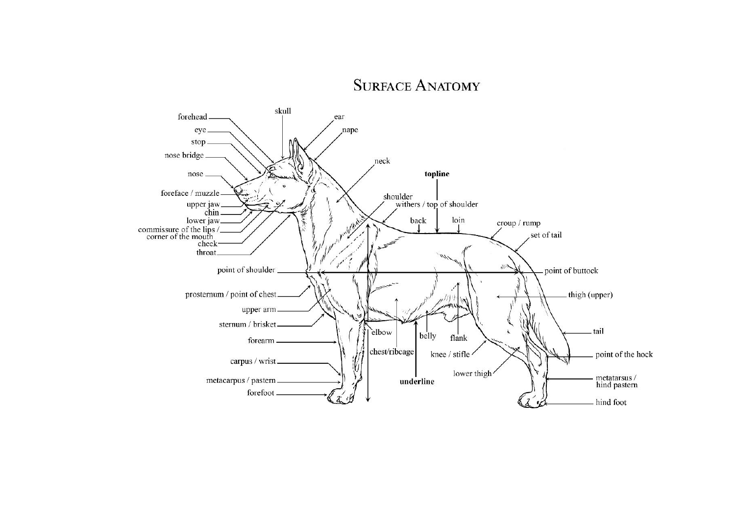# Surface Anatomy

forehead
eye
stop
nose bridge
nose
foreface / muzzle
upper jaw
chin
lower jaw
commissure of the lips / corner of the mouth
cheek
throat
skull
ear
nape
neck
topline
shoulder
withers / top of shoulder
back
loin
croup / rump
set of tail
point of shoulder
point of buttock
prosternum / point of chest
thigh (upper)
upper arm
sternum / brisket
elbow
belly
flank
tail
forearm
chest/ribcage
knee / stifle
point of the hock
carpus / wrist
lower thigh
underline
metacarpus / pastern
metatarsus / hind pastern
forefoot
hind foot